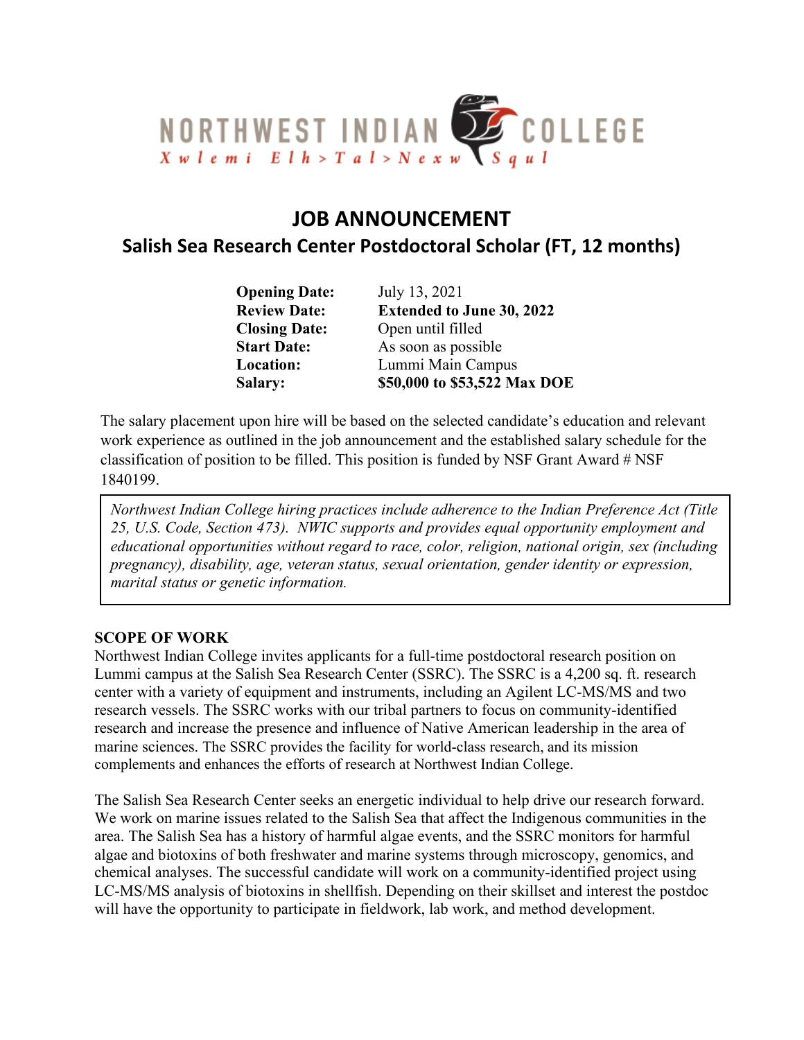NORTHWEST INDIAN COLLEGE

Xwlemi Elh>Tal>Nexw Squl

# JOB ANNOUNCEMENT

## Salish Sea Research Center Postdoctoral Scholar (FT, 12 months)

| | |
|---|---|
| **Opening Date:** | July 13, 2021 |
| **Review Date:** | **Extended to June 30, 2022** |
| **Closing Date:** | Open until filled |
| **Start Date:** | As soon as possible |
| **Location:** | Lummi Main Campus |
| **Salary:** | **$50,000 to $53,522 Max DOE** |

The salary placement upon hire will be based on the selected candidate's education and relevant work experience as outlined in the job announcement and the established salary schedule for the classification of position to be filled. This position is funded by NSF Grant Award # NSF 1840199.

*Northwest Indian College hiring practices include adherence to the Indian Preference Act (Title 25, U.S. Code, Section 473). NWIC supports and provides equal opportunity employment and educational opportunities without regard to race, color, religion, national origin, sex (including pregnancy), disability, age, veteran status, sexual orientation, gender identity or expression, marital status or genetic information.*

### SCOPE OF WORK

Northwest Indian College invites applicants for a full-time postdoctoral research position on Lummi campus at the Salish Sea Research Center (SSRC). The SSRC is a 4,200 sq. ft. research center with a variety of equipment and instruments, including an Agilent LC-MS/MS and two research vessels. The SSRC works with our tribal partners to focus on community-identified research and increase the presence and influence of Native American leadership in the area of marine sciences. The SSRC provides the facility for world-class research, and its mission complements and enhances the efforts of research at Northwest Indian College.

The Salish Sea Research Center seeks an energetic individual to help drive our research forward. We work on marine issues related to the Salish Sea that affect the Indigenous communities in the area. The Salish Sea has a history of harmful algae events, and the SSRC monitors for harmful algae and biotoxins of both freshwater and marine systems through microscopy, genomics, and chemical analyses. The successful candidate will work on a community-identified project using LC-MS/MS analysis of biotoxins in shellfish. Depending on their skillset and interest the postdoc will have the opportunity to participate in fieldwork, lab work, and method development.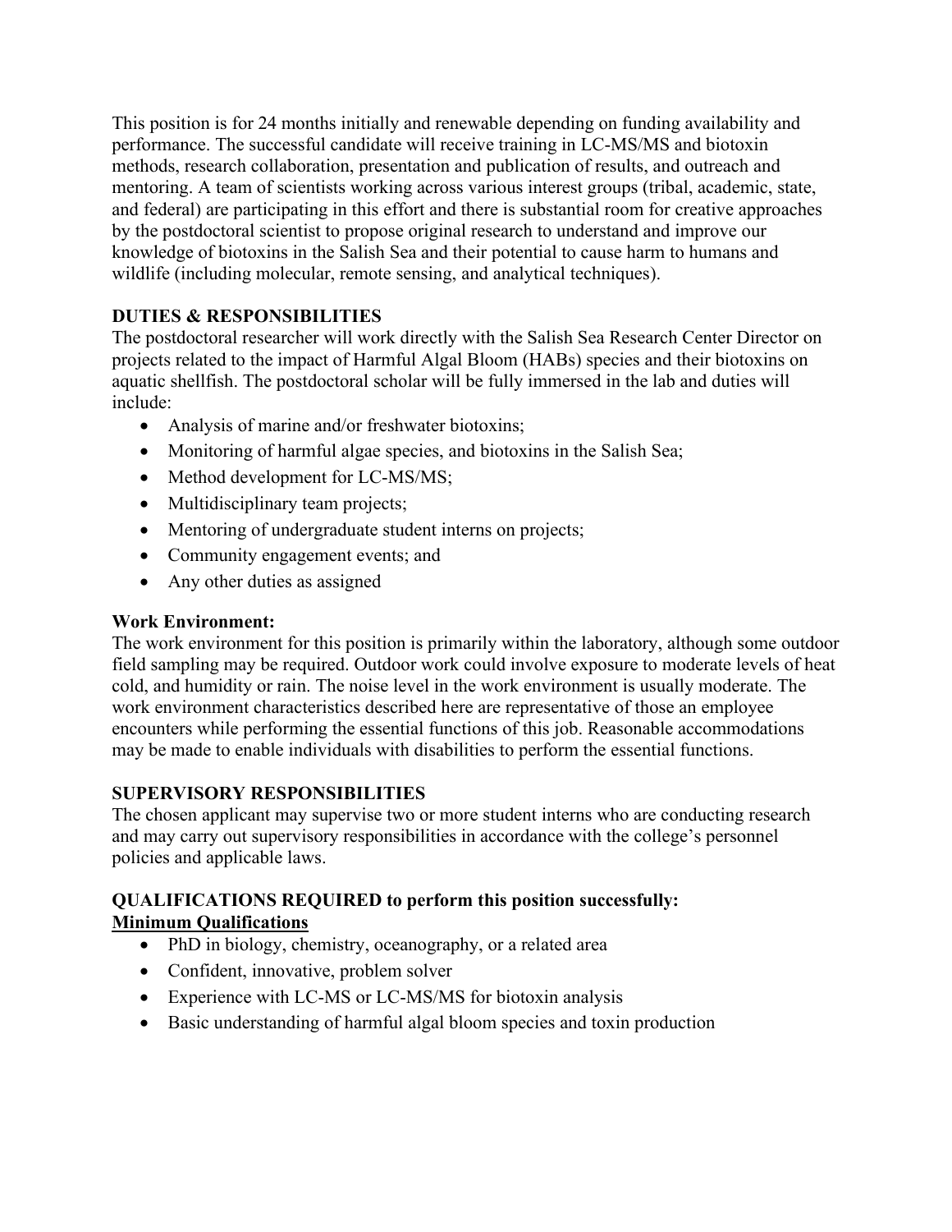This position is for 24 months initially and renewable depending on funding availability and performance. The successful candidate will receive training in LC-MS/MS and biotoxin methods, research collaboration, presentation and publication of results, and outreach and mentoring. A team of scientists working across various interest groups (tribal, academic, state, and federal) are participating in this effort and there is substantial room for creative approaches by the postdoctoral scientist to propose original research to understand and improve our knowledge of biotoxins in the Salish Sea and their potential to cause harm to humans and wildlife (including molecular, remote sensing, and analytical techniques).

**DUTIES & RESPONSIBILITIES**

The postdoctoral researcher will work directly with the Salish Sea Research Center Director on projects related to the impact of Harmful Algal Bloom (HABs) species and their biotoxins on aquatic shellfish. The postdoctoral scholar will be fully immersed in the lab and duties will include:

- Analysis of marine and/or freshwater biotoxins;
- Monitoring of harmful algae species, and biotoxins in the Salish Sea;
- Method development for LC-MS/MS;
- Multidisciplinary team projects;
- Mentoring of undergraduate student interns on projects;
- Community engagement events; and
- Any other duties as assigned

**Work Environment:**

The work environment for this position is primarily within the laboratory, although some outdoor field sampling may be required. Outdoor work could involve exposure to moderate levels of heat cold, and humidity or rain. The noise level in the work environment is usually moderate. The work environment characteristics described here are representative of those an employee encounters while performing the essential functions of this job. Reasonable accommodations may be made to enable individuals with disabilities to perform the essential functions.

**SUPERVISORY RESPONSIBILITIES**

The chosen applicant may supervise two or more student interns who are conducting research and may carry out supervisory responsibilities in accordance with the college's personnel policies and applicable laws.

**QUALIFICATIONS REQUIRED to perform this position successfully:**

**Minimum Qualifications**

- PhD in biology, chemistry, oceanography, or a related area
- Confident, innovative, problem solver
- Experience with LC-MS or LC-MS/MS for biotoxin analysis
- Basic understanding of harmful algal bloom species and toxin production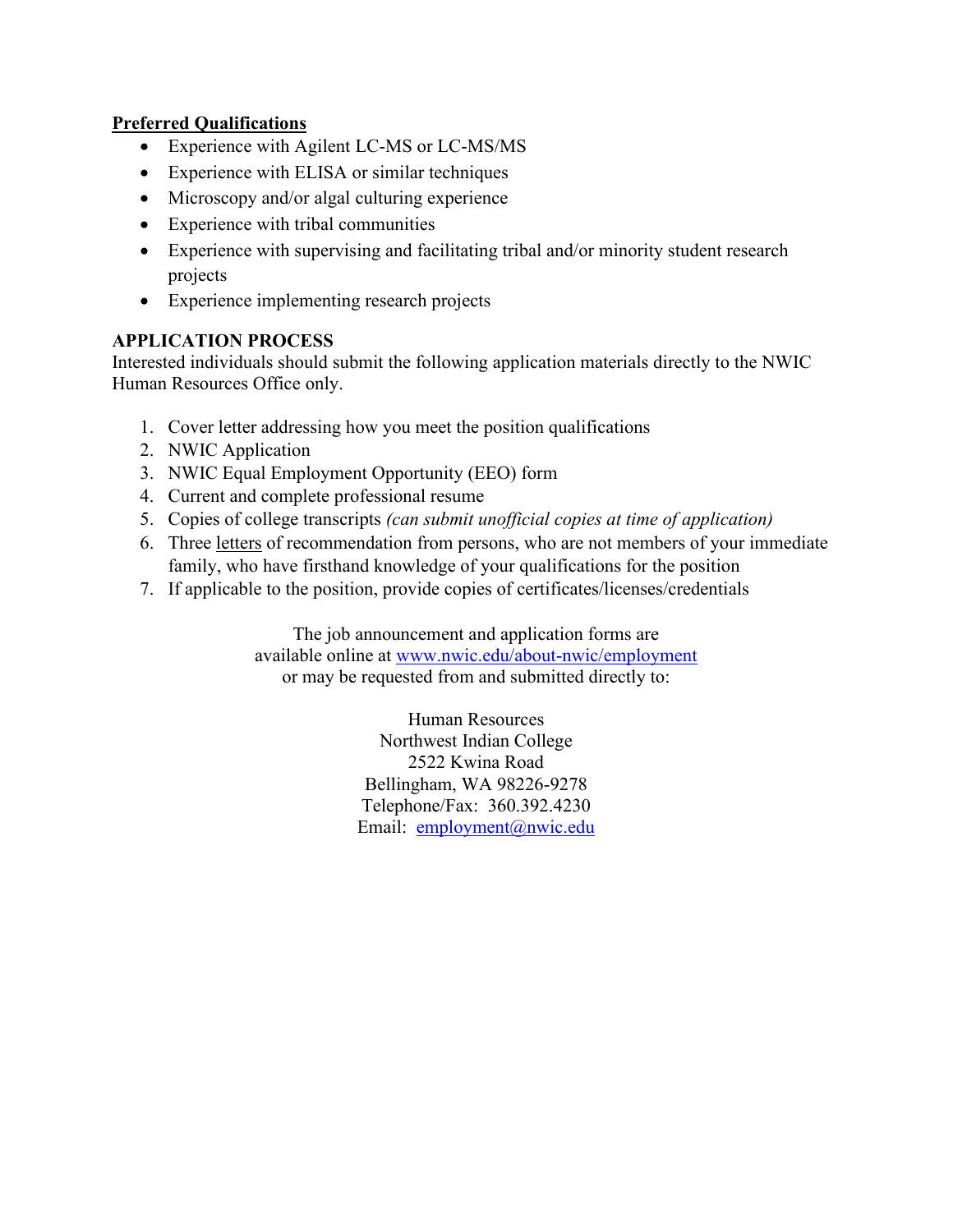## Preferred Qualifications

- Experience with Agilent LC-MS or LC-MS/MS
- Experience with ELISA or similar techniques
- Microscopy and/or algal culturing experience
- Experience with tribal communities
- Experience with supervising and facilitating tribal and/or minority student research projects
- Experience implementing research projects

**APPLICATION PROCESS**

Interested individuals should submit the following application materials directly to the NWIC Human Resources Office only.

1. Cover letter addressing how you meet the position qualifications
2. NWIC Application
3. NWIC Equal Employment Opportunity (EEO) form
4. Current and complete professional resume
5. Copies of college transcripts *(can submit unofficial copies at time of application)*
6. Three letters of recommendation from persons, who are not members of your immediate family, who have firsthand knowledge of your qualifications for the position
7. If applicable to the position, provide copies of certificates/licenses/credentials

The job announcement and application forms are available online at www.nwic.edu/about-nwic/employment or may be requested from and submitted directly to:

Human Resources
Northwest Indian College
2522 Kwina Road
Bellingham, WA 98226-9278
Telephone/Fax: 360.392.4230
Email: employment@nwic.edu